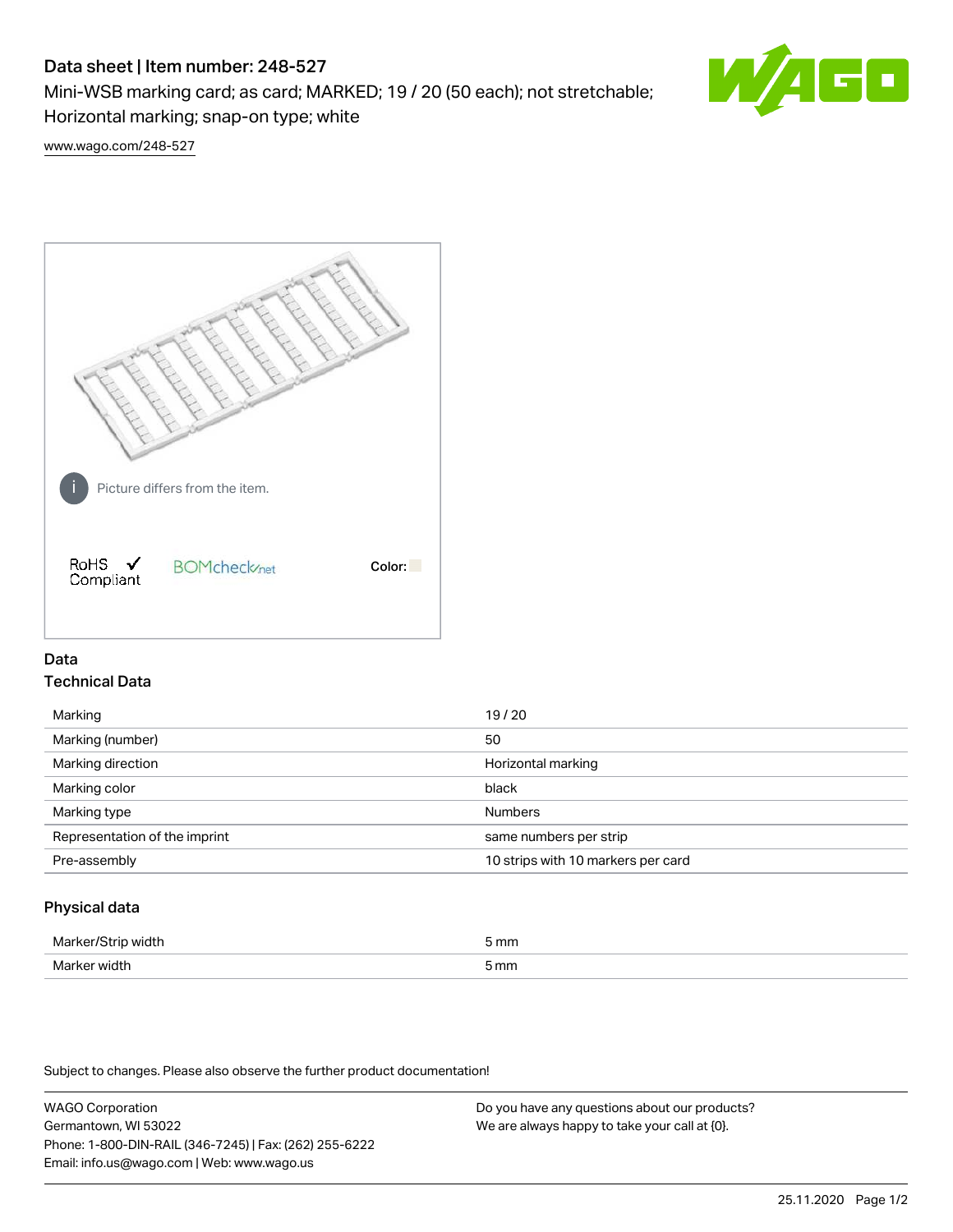# Data sheet | Item number: 248-527

Mini-WSB marking card; as card; MARKED; 19 / 20 (50 each); not stretchable; Horizontal marking; snap-on type; white

www.wago.com/248-527

Picture differs from the item.

RoHS ✓ Compliant

BOMcheck.net

Color:

## Data

### Technical Data

| | |
|---|---|
| Marking | 19 / 20 |
| Marking (number) | 50 |
| Marking direction | Horizontal marking |
| Marking color | black |
| Marking type | Numbers |
| Representation of the imprint | same numbers per strip |
| Pre-assembly | 10 strips with 10 markers per card |

### Physical data

| | |
|---|---|
| Marker/Strip width | 5 mm |
| Marker width | 5 mm |

Subject to changes. Please also observe the further product documentation!

WAGO Corporation
Germantown, WI 53022
Phone: 1-800-DIN-RAIL (346-7245) | Fax: (262) 255-6222
Email: info.us@wago.com | Web: www.wago.us

Do you have any questions about our products?
We are always happy to take your call at {0}.

25.11.2020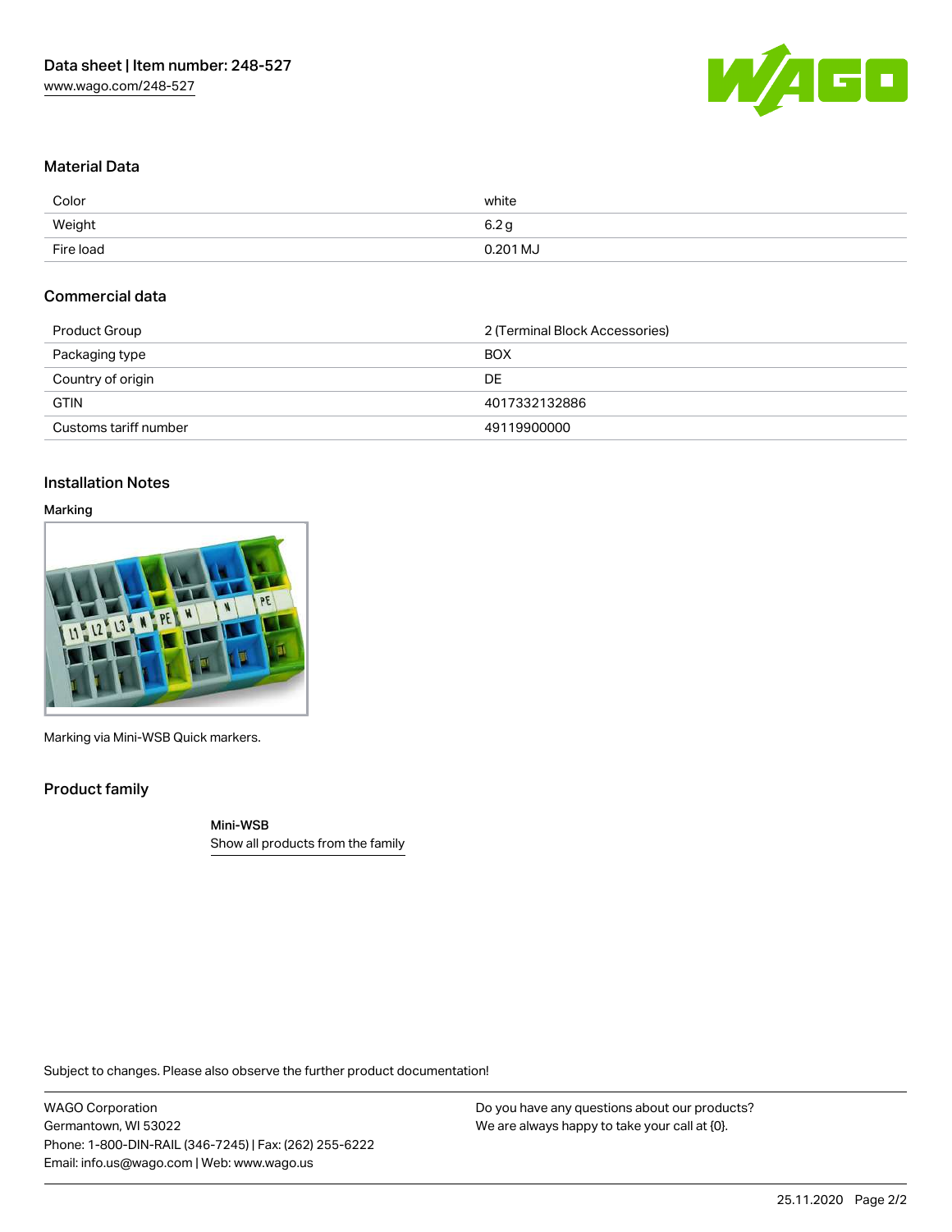Data sheet | Item number: 248-527
www.wago.com/248-527

## Material Data

| | |
|---|---|
| Color | white |
| Weight | 6.2 g |
| Fire load | 0.201 MJ |

## Commercial data

| | |
|---|---|
| Product Group | 2 (Terminal Block Accessories) |
| Packaging type | BOX |
| Country of origin | DE |
| GTIN | 4017332132886 |
| Customs tariff number | 49119900000 |

## Installation Notes

### Marking

Marking via Mini-WSB Quick markers.

## Product family

Mini-WSB
Show all products from the family

Subject to changes. Please also observe the further product documentation!

WAGO Corporation
Germantown, WI 53022
Phone: 1-800-DIN-RAIL (346-7245) | Fax: (262) 255-6222
Email: info.us@wago.com | Web: www.wago.us

Do you have any questions about our products?
We are always happy to take your call at {0}.

25.11.2020